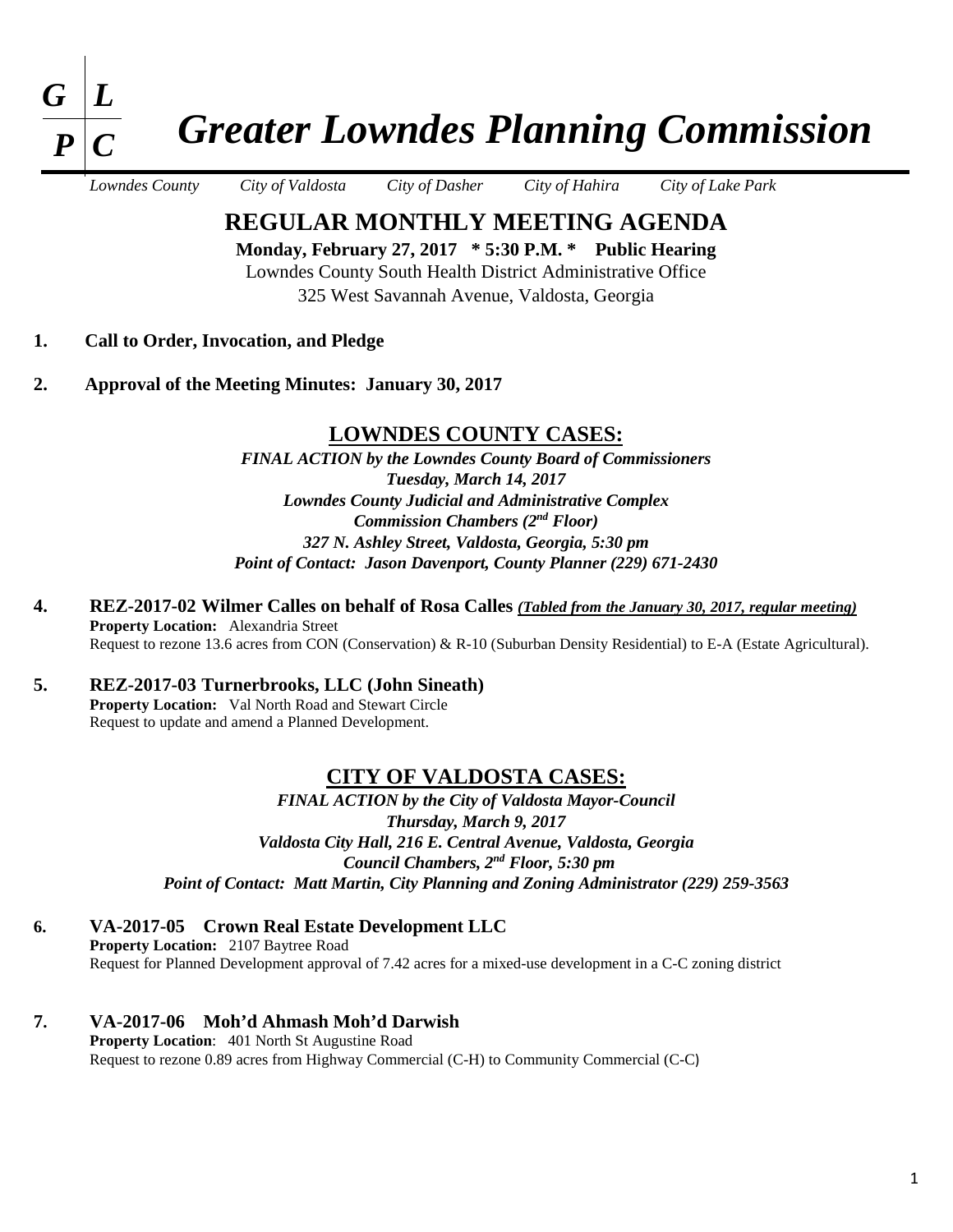# G L P C Greater Lowndes Planning Commission

*Lowndes County     City of Valdosta     City of Dasher     City of Hahira     City of Lake Park*

## REGULAR MONTHLY MEETING AGENDA

**Monday, February 27, 2017 * 5:30 P.M. * Public Hearing**

Lowndes County South Health District Administrative Office

325 West Savannah Avenue, Valdosta, Georgia

1. **Call to Order, Invocation, and Pledge**

2. **Approval of the Meeting Minutes: January 30, 2017**

## LOWNDES COUNTY CASES:

***FINAL ACTION by the Lowndes County Board of Commissioners***
***Tuesday, March 14, 2017***
***Lowndes County Judicial and Administrative Complex***
***Commission Chambers (2nd Floor)***
***327 N. Ashley Street, Valdosta, Georgia, 5:30 pm***
***Point of Contact: Jason Davenport, County Planner (229) 671-2430***

4. **REZ-2017-02 Wilmer Calles on behalf of Rosa Calles** ***(Tabled from the January 30, 2017, regular meeting)***
   **Property Location:** Alexandria Street
   Request to rezone 13.6 acres from CON (Conservation) & R-10 (Suburban Density Residential) to E-A (Estate Agricultural).

5. **REZ-2017-03 Turnerbrooks, LLC (John Sineath)**
   **Property Location:** Val North Road and Stewart Circle
   Request to update and amend a Planned Development.

## CITY OF VALDOSTA CASES:

***FINAL ACTION by the City of Valdosta Mayor-Council***
***Thursday, March 9, 2017***
***Valdosta City Hall, 216 E. Central Avenue, Valdosta, Georgia***
***Council Chambers, 2nd Floor, 5:30 pm***
***Point of Contact: Matt Martin, City Planning and Zoning Administrator (229) 259-3563***

6. **VA-2017-05 Crown Real Estate Development LLC**
   **Property Location:** 2107 Baytree Road
   Request for Planned Development approval of 7.42 acres for a mixed-use development in a C-C zoning district

7. **VA-2017-06 Moh'd Ahmash Moh'd Darwish**
   **Property Location**: 401 North St Augustine Road
   Request to rezone 0.89 acres from Highway Commercial (C-H) to Community Commercial (C-C)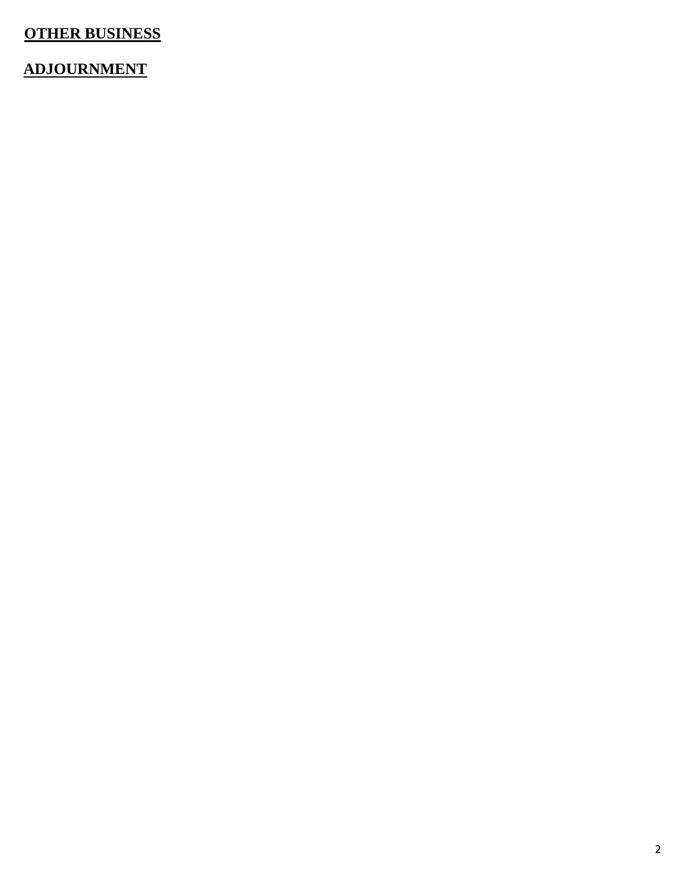## **OTHER BUSINESS**

## **ADJOURNMENT**